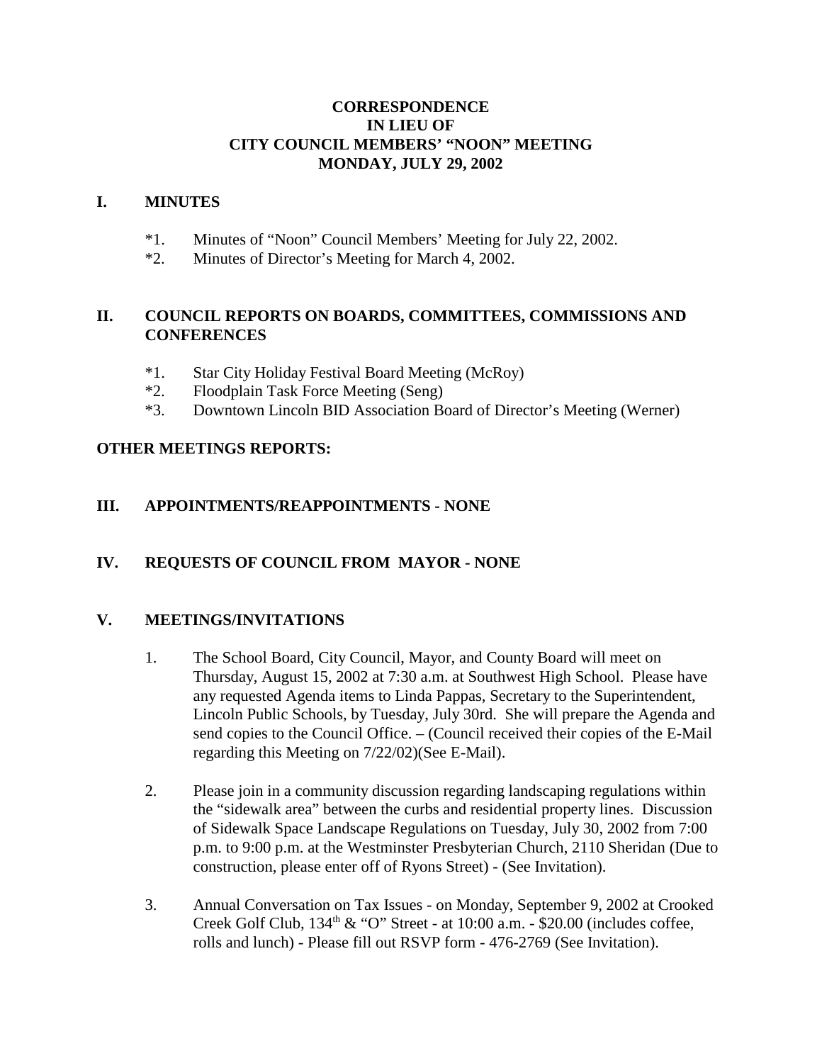# CORRESPONDENCE
# IN LIEU OF
# CITY COUNCIL MEMBERS' "NOON" MEETING
# MONDAY, JULY 29, 2002

## I. MINUTES

*1. Minutes of "Noon" Council Members' Meeting for July 22, 2002.

*2. Minutes of Director's Meeting for March 4, 2002.

## II. COUNCIL REPORTS ON BOARDS, COMMITTEES, COMMISSIONS AND CONFERENCES

*1. Star City Holiday Festival Board Meeting (McRoy)

*2. Floodplain Task Force Meeting (Seng)

*3. Downtown Lincoln BID Association Board of Director's Meeting (Werner)

## OTHER MEETINGS REPORTS:

## III. APPOINTMENTS/REAPPOINTMENTS - NONE

## IV. REQUESTS OF COUNCIL FROM MAYOR - NONE

## V. MEETINGS/INVITATIONS

1. The School Board, City Council, Mayor, and County Board will meet on Thursday, August 15, 2002 at 7:30 a.m. at Southwest High School. Please have any requested Agenda items to Linda Pappas, Secretary to the Superintendent, Lincoln Public Schools, by Tuesday, July 30rd. She will prepare the Agenda and send copies to the Council Office. – (Council received their copies of the E-Mail regarding this Meeting on 7/22/02)(See E-Mail).

2. Please join in a community discussion regarding landscaping regulations within the "sidewalk area" between the curbs and residential property lines. Discussion of Sidewalk Space Landscape Regulations on Tuesday, July 30, 2002 from 7:00 p.m. to 9:00 p.m. at the Westminster Presbyterian Church, 2110 Sheridan (Due to construction, please enter off of Ryons Street) - (See Invitation).

3. Annual Conversation on Tax Issues - on Monday, September 9, 2002 at Crooked Creek Golf Club, 134th & "O" Street - at 10:00 a.m. - $20.00 (includes coffee, rolls and lunch) - Please fill out RSVP form - 476-2769 (See Invitation).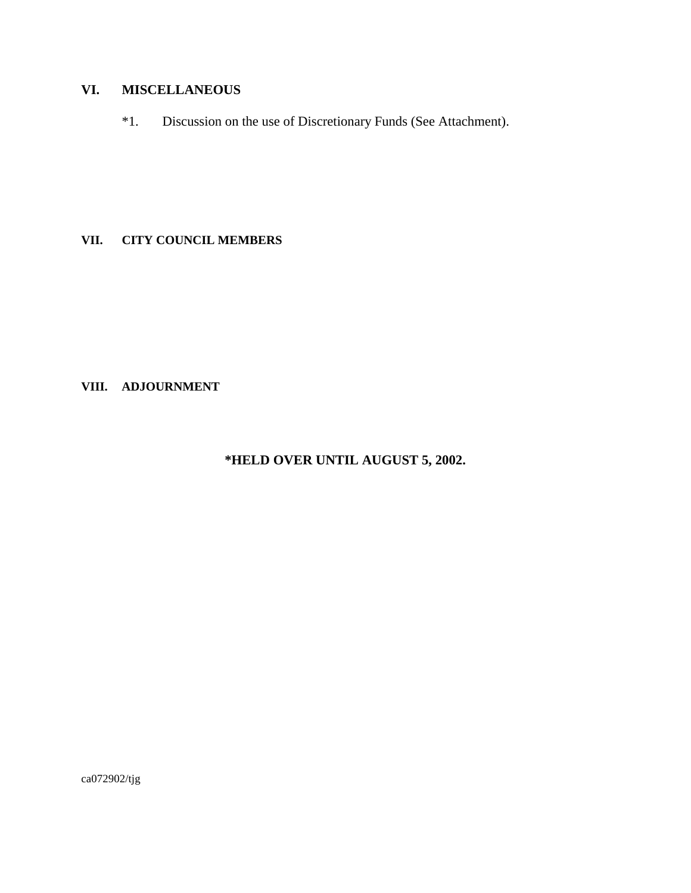## VI. MISCELLANEOUS

*1. Discussion on the use of Discretionary Funds (See Attachment).

## VII. CITY COUNCIL MEMBERS

## VIII. ADJOURNMENT

**\*HELD OVER UNTIL AUGUST 5, 2002.**

ca072902/tjg